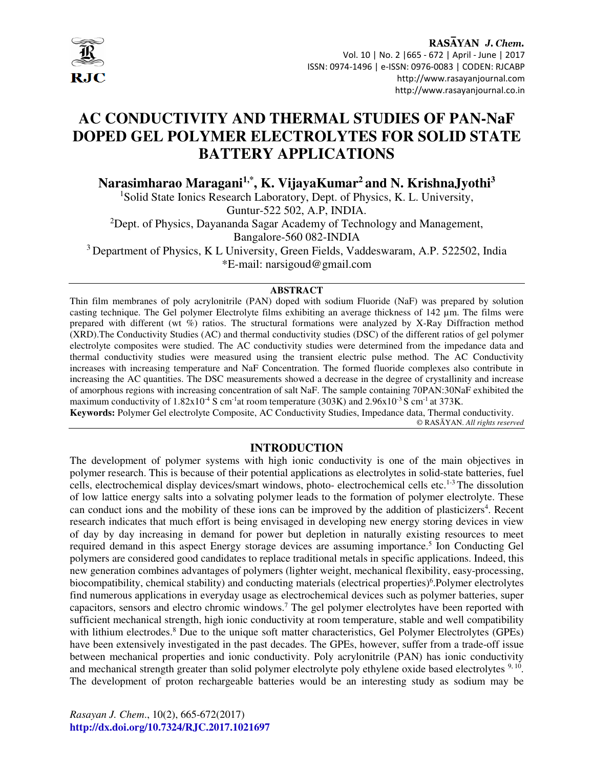# AC CONDUCTIVITY AND THERMAL STUDIES OF PAN-NaF DOPED GEL POLYMER ELECTROLYTES FOR SOLID STATE BATTERY APPLICATIONS

**Narasimharao Maragani[1,*], K. VijayaKumar[2] and N. KrishnaJyothi[3]**

[1]Solid State Ionics Research Laboratory, Dept. of Physics, K. L. University, Guntur-522 502, A.P, INDIA.

[2]Dept. of Physics, Dayananda Sagar Academy of Technology and Management, Bangalore-560 082-INDIA

[3] Department of Physics, K L University, Green Fields, Vaddeswaram, A.P. 522502, India

*E-mail: narsigoud@gmail.com

## ABSTRACT

Thin film membranes of poly acrylonitrile (PAN) doped with sodium Fluoride (NaF) was prepared by solution casting technique. The Gel polymer Electrolyte films exhibiting an average thickness of 142 µm. The films were prepared with different (wt %) ratios. The structural formations were analyzed by X-Ray Diffraction method (XRD).The Conductivity Studies (AC) and thermal conductivity studies (DSC) of the different ratios of gel polymer electrolyte composites were studied. The AC conductivity studies were determined from the impedance data and thermal conductivity studies were measured using the transient electric pulse method. The AC Conductivity increases with increasing temperature and NaF Concentration. The formed fluoride complexes also contribute in increasing the AC quantities. The DSC measurements showed a decrease in the degree of crystallinity and increase of amorphous regions with increasing concentration of salt NaF. The sample containing 70PAN:30NaF exhibited the maximum conductivity of $1.82 \times 10^{-4}$ S cm$^{-1}$at room temperature (303K) and $2.96 \times 10^{-3}$ S cm$^{-1}$ at 373K.

**Keywords:** Polymer Gel electrolyte Composite, AC Conductivity Studies, Impedance data, Thermal conductivity.

© RASĀYAN. *All rights reserved*

## INTRODUCTION

The development of polymer systems with high ionic conductivity is one of the main objectives in polymer research. This is because of their potential applications as electrolytes in solid-state batteries, fuel cells, electrochemical display devices/smart windows, photo- electrochemical cells etc.[1-3] The dissolution of low lattice energy salts into a solvating polymer leads to the formation of polymer electrolyte. These can conduct ions and the mobility of these ions can be improved by the addition of plasticizers[4]. Recent research indicates that much effort is being envisaged in developing new energy storing devices in view of day by day increasing in demand for power but depletion in naturally existing resources to meet required demand in this aspect Energy storage devices are assuming importance.[5] Ion Conducting Gel polymers are considered good candidates to replace traditional metals in specific applications. Indeed, this new generation combines advantages of polymers (lighter weight, mechanical flexibility, easy-processing, biocompatibility, chemical stability) and conducting materials (electrical properties)[6].Polymer electrolytes find numerous applications in everyday usage as electrochemical devices such as polymer batteries, super capacitors, sensors and electro chromic windows.[7] The gel polymer electrolytes have been reported with sufficient mechanical strength, high ionic conductivity at room temperature, stable and well compatibility with lithium electrodes.[8] Due to the unique soft matter characteristics, Gel Polymer Electrolytes (GPEs) have been extensively investigated in the past decades. The GPEs, however, suffer from a trade-off issue between mechanical properties and ionic conductivity. Poly acrylonitrile (PAN) has ionic conductivity and mechanical strength greater than solid polymer electrolyte poly ethylene oxide based electrolytes [9, 10]. The development of proton rechargeable batteries would be an interesting study as sodium may be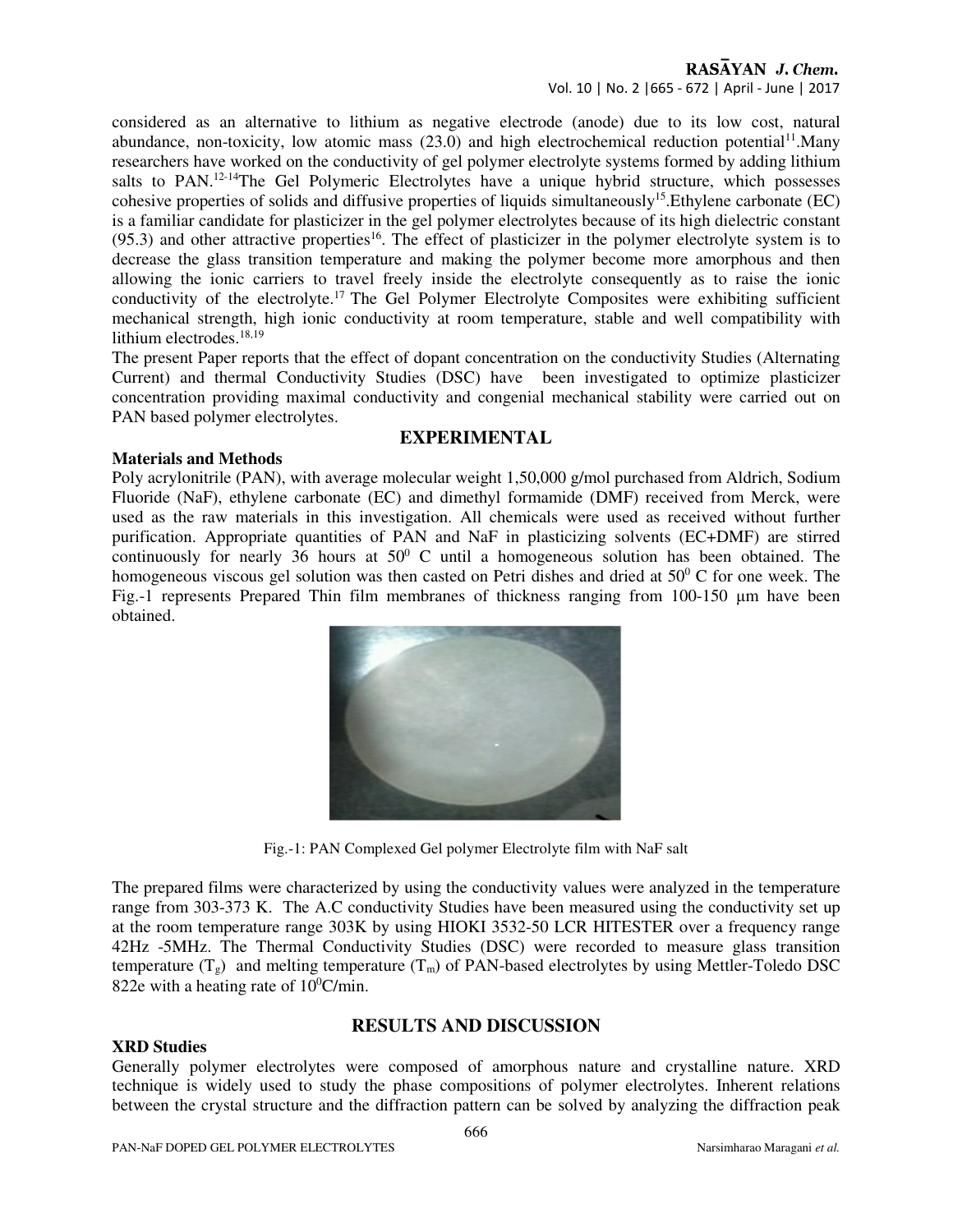considered as an alternative to lithium as negative electrode (anode) due to its low cost, natural abundance, non-toxicity, low atomic mass (23.0) and high electrochemical reduction potential[11].Many researchers have worked on the conductivity of gel polymer electrolyte systems formed by adding lithium salts to PAN.[12-14]The Gel Polymeric Electrolytes have a unique hybrid structure, which possesses cohesive properties of solids and diffusive properties of liquids simultaneously[15].Ethylene carbonate (EC) is a familiar candidate for plasticizer in the gel polymer electrolytes because of its high dielectric constant (95.3) and other attractive properties[16]. The effect of plasticizer in the polymer electrolyte system is to decrease the glass transition temperature and making the polymer become more amorphous and then allowing the ionic carriers to travel freely inside the electrolyte consequently as to raise the ionic conductivity of the electrolyte.[17] The Gel Polymer Electrolyte Composites were exhibiting sufficient mechanical strength, high ionic conductivity at room temperature, stable and well compatibility with lithium electrodes.[18,19]

The present Paper reports that the effect of dopant concentration on the conductivity Studies (Alternating Current) and thermal Conductivity Studies (DSC) have been investigated to optimize plasticizer concentration providing maximal conductivity and congenial mechanical stability were carried out on PAN based polymer electrolytes.

## EXPERIMENTAL

### Materials and Methods

Poly acrylonitrile (PAN), with average molecular weight 1,50,000 g/mol purchased from Aldrich, Sodium Fluoride (NaF), ethylene carbonate (EC) and dimethyl formamide (DMF) received from Merck, were used as the raw materials in this investigation. All chemicals were used as received without further purification. Appropriate quantities of PAN and NaF in plasticizing solvents (EC+DMF) are stirred continuously for nearly 36 hours at $50^0$ C until a homogeneous solution has been obtained. The homogeneous viscous gel solution was then casted on Petri dishes and dried at $50^0$ C for one week. The Fig.-1 represents Prepared Thin film membranes of thickness ranging from 100-150 μm have been obtained.

Fig.-1: PAN Complexed Gel polymer Electrolyte film with NaF salt

The prepared films were characterized by using the conductivity values were analyzed in the temperature range from 303-373 K. The A.C conductivity Studies have been measured using the conductivity set up at the room temperature range 303K by using HIOKI 3532-50 LCR HITESTER over a frequency range 42Hz -5MHz. The Thermal Conductivity Studies (DSC) were recorded to measure glass transition temperature ($T_g$) and melting temperature ($T_m$) of PAN-based electrolytes by using Mettler-Toledo DSC 822e with a heating rate of $10^0$C/min.

## RESULTS AND DISCUSSION

### XRD Studies

Generally polymer electrolytes were composed of amorphous nature and crystalline nature. XRD technique is widely used to study the phase compositions of polymer electrolytes. Inherent relations between the crystal structure and the diffraction pattern can be solved by analyzing the diffraction peak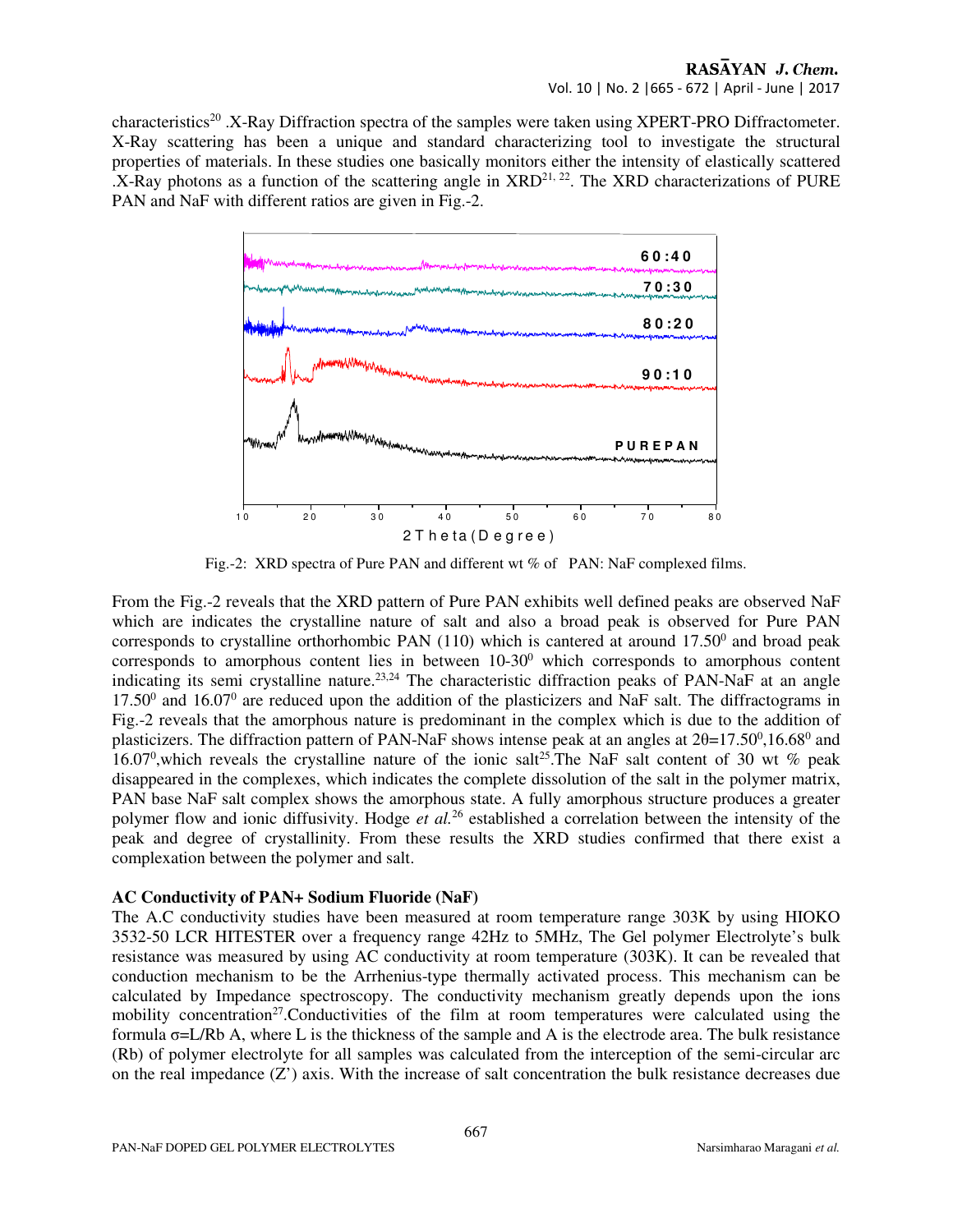characteristics[20] .X-Ray Diffraction spectra of the samples were taken using XPERT-PRO Diffractometer. X-Ray scattering has been a unique and standard characterizing tool to investigate the structural properties of materials. In these studies one basically monitors either the intensity of elastically scattered .X-Ray photons as a function of the scattering angle in XRD[21, 22]. The XRD characterizations of PURE PAN and NaF with different ratios are given in Fig.-2.

Fig.-2: XRD spectra of Pure PAN and different wt % of PAN: NaF complexed films.

From the Fig.-2 reveals that the XRD pattern of Pure PAN exhibits well defined peaks are observed NaF which are indicates the crystalline nature of salt and also a broad peak is observed for Pure PAN corresponds to crystalline orthorhombic PAN (110) which is cantered at around $17.50^0$ and broad peak corresponds to amorphous content lies in between $10\text{-}30^0$ which corresponds to amorphous content indicating its semi crystalline nature.[23,24] The characteristic diffraction peaks of PAN-NaF at an angle $17.50^0$ and $16.07^0$ are reduced upon the addition of the plasticizers and NaF salt. The diffractograms in Fig.-2 reveals that the amorphous nature is predominant in the complex which is due to the addition of plasticizers. The diffraction pattern of PAN-NaF shows intense peak at an angles at $2\theta=17.50^0$,$16.68^0$ and $16.07^0$,which reveals the crystalline nature of the ionic salt[25].The NaF salt content of 30 wt % peak disappeared in the complexes, which indicates the complete dissolution of the salt in the polymer matrix, PAN base NaF salt complex shows the amorphous state. A fully amorphous structure produces a greater polymer flow and ionic diffusivity. Hodge *et al.*[26] established a correlation between the intensity of the peak and degree of crystallinity. From these results the XRD studies confirmed that there exist a complexation between the polymer and salt.

**AC Conductivity of PAN+ Sodium Fluoride (NaF)**

The A.C conductivity studies have been measured at room temperature range 303K by using HIOKO 3532-50 LCR HITESTER over a frequency range 42Hz to 5MHz, The Gel polymer Electrolyte's bulk resistance was measured by using AC conductivity at room temperature (303K). It can be revealed that conduction mechanism to be the Arrhenius-type thermally activated process. This mechanism can be calculated by Impedance spectroscopy. The conductivity mechanism greatly depends upon the ions mobility concentration[27].Conductivities of the film at room temperatures were calculated using the formula $\sigma$=L/Rb A, where L is the thickness of the sample and A is the electrode area. The bulk resistance (Rb) of polymer electrolyte for all samples was calculated from the interception of the semi-circular arc on the real impedance (Z') axis. With the increase of salt concentration the bulk resistance decreases due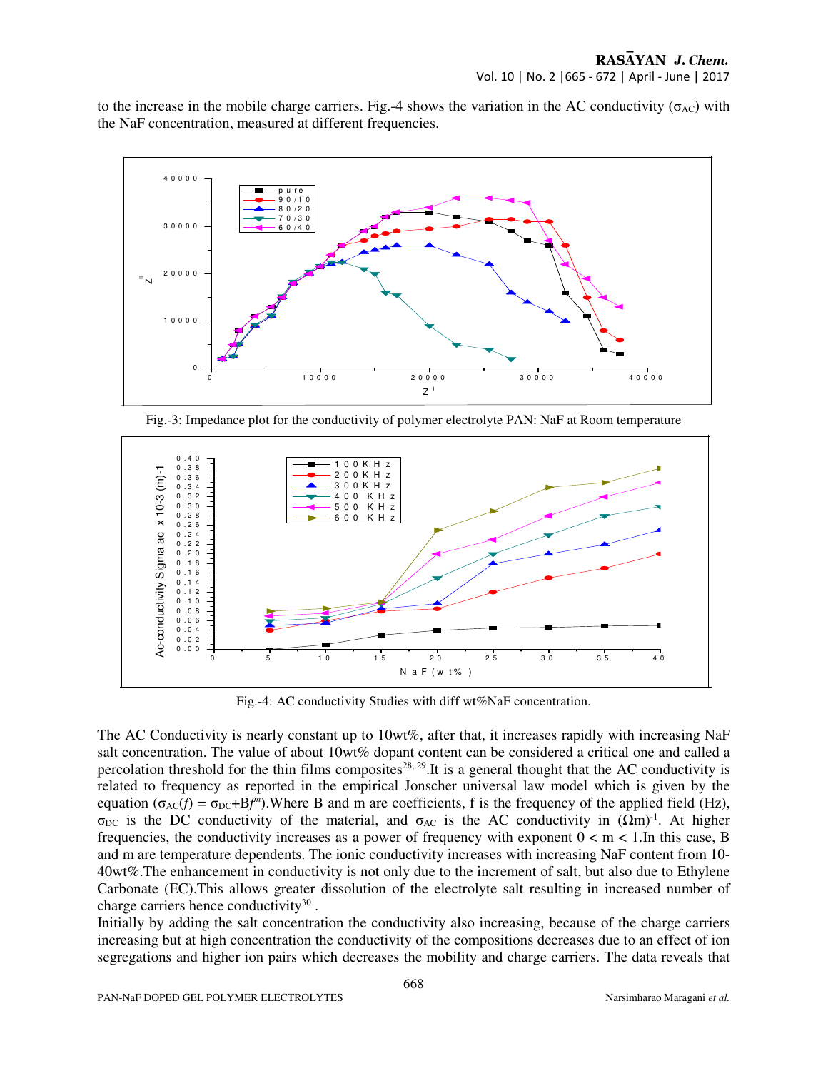to the increase in the mobile charge carriers. Fig.-4 shows the variation in the AC conductivity ($\sigma_{AC}$) with the NaF concentration, measured at different frequencies.

Fig.-3: Impedance plot for the conductivity of polymer electrolyte PAN: NaF at Room temperature

Fig.-4: AC conductivity Studies with diff wt%NaF concentration.

The AC Conductivity is nearly constant up to 10wt%, after that, it increases rapidly with increasing NaF salt concentration. The value of about 10wt% dopant content can be considered a critical one and called a percolation threshold for the thin films composites[28, 29].It is a general thought that the AC conductivity is related to frequency as reported in the empirical Jonscher universal law model which is given by the equation ($\sigma_{AC}(f) = \sigma_{DC}+Bf^m$).Where B and m are coefficients, f is the frequency of the applied field (Hz), $\sigma_{DC}$ is the DC conductivity of the material, and $\sigma_{AC}$ is the AC conductivity in $(\Omega m)^{-1}$. At higher frequencies, the conductivity increases as a power of frequency with exponent $0 < m < 1$.In this case, B and m are temperature dependents. The ionic conductivity increases with increasing NaF content from 10-40wt%.The enhancement in conductivity is not only due to the increment of salt, but also due to Ethylene Carbonate (EC).This allows greater dissolution of the electrolyte salt resulting in increased number of charge carriers hence conductivity[30] .

Initially by adding the salt concentration the conductivity also increasing, because of the charge carriers increasing but at high concentration the conductivity of the compositions decreases due to an effect of ion segregations and higher ion pairs which decreases the mobility and charge carriers. The data reveals that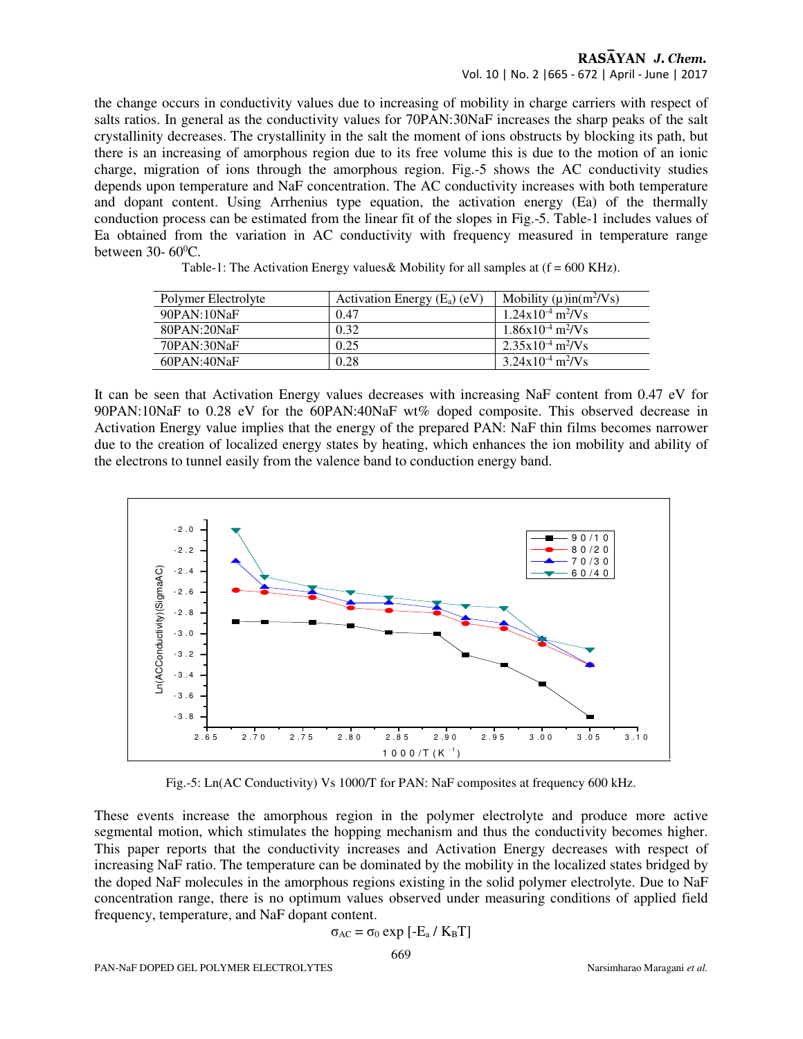the change occurs in conductivity values due to increasing of mobility in charge carriers with respect of salts ratios. In general as the conductivity values for 70PAN:30NaF increases the sharp peaks of the salt crystallinity decreases. The crystallinity in the salt the moment of ions obstructs by blocking its path, but there is an increasing of amorphous region due to its free volume this is due to the motion of an ionic charge, migration of ions through the amorphous region. Fig.-5 shows the AC conductivity studies depends upon temperature and NaF concentration. The AC conductivity increases with both temperature and dopant content. Using Arrhenius type equation, the activation energy (Ea) of the thermally conduction process can be estimated from the linear fit of the slopes in Fig.-5. Table-1 includes values of Ea obtained from the variation in AC conductivity with frequency measured in temperature range between 30- 60$^0$C.

Table-1: The Activation Energy values& Mobility for all samples at (f = 600 KHz).

| Polymer Electrolyte | Activation Energy ($E_a$) (eV) | Mobility (μ)in($m^2$/Vs) |
| --- | --- | --- |
| 90PAN:10NaF | 0.47 | $1.24\times10^{-4}$ $m^2$/Vs |
| 80PAN:20NaF | 0.32 | $1.86\times10^{-4}$ $m^2$/Vs |
| 70PAN:30NaF | 0.25 | $2.35\times10^{-4}$ $m^2$/Vs |
| 60PAN:40NaF | 0.28 | $3.24\times10^{-4}$ $m^2$/Vs |

It can be seen that Activation Energy values decreases with increasing NaF content from 0.47 eV for 90PAN:10NaF to 0.28 eV for the 60PAN:40NaF wt% doped composite. This observed decrease in Activation Energy value implies that the energy of the prepared PAN: NaF thin films becomes narrower due to the creation of localized energy states by heating, which enhances the ion mobility and ability of the electrons to tunnel easily from the valence band to conduction energy band.

Fig.-5: Ln(AC Conductivity) Vs 1000/T for PAN: NaF composites at frequency 600 kHz.

These events increase the amorphous region in the polymer electrolyte and produce more active segmental motion, which stimulates the hopping mechanism and thus the conductivity becomes higher. This paper reports that the conductivity increases and Activation Energy decreases with respect of increasing NaF ratio. The temperature can be dominated by the mobility in the localized states bridged by the doped NaF molecules in the amorphous regions existing in the solid polymer electrolyte. Due to NaF concentration range, there is no optimum values observed under measuring conditions of applied field frequency, temperature, and NaF dopant content.

$$\sigma_{AC} = \sigma_0 \exp\left[-E_a / K_B T\right]$$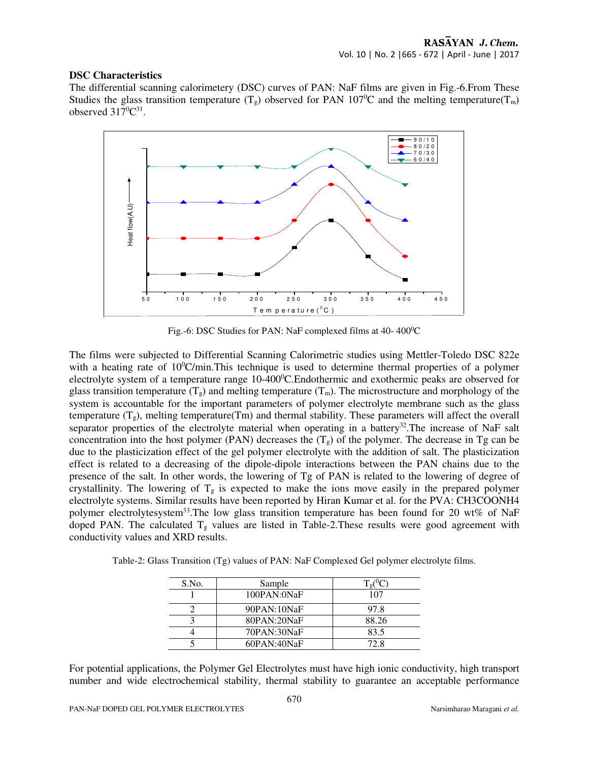### DSC Characteristics

The differential scanning calorimetery (DSC) curves of PAN: NaF films are given in Fig.-6.From These Studies the glass transition temperature ($T_g$) observed for PAN 107$^0$C and the melting temperature($T_m$) observed 317$^0$C[31].

Fig.-6: DSC Studies for PAN: NaF complexed films at 40- 400$^0$C

The films were subjected to Differential Scanning Calorimetric studies using Mettler-Toledo DSC 822e with a heating rate of 10$^0$C/min.This technique is used to determine thermal properties of a polymer electrolyte system of a temperature range 10-400$^0$C.Endothermic and exothermic peaks are observed for glass transition temperature ($T_g$) and melting temperature ($T_m$). The microstructure and morphology of the system is accountable for the important parameters of polymer electrolyte membrane such as the glass temperature ($T_g$), melting temperature(Tm) and thermal stability. These parameters will affect the overall separator properties of the electrolyte material when operating in a battery[32].The increase of NaF salt concentration into the host polymer (PAN) decreases the ($T_g$) of the polymer. The decrease in Tg can be due to the plasticization effect of the gel polymer electrolyte with the addition of salt. The plasticization effect is related to a decreasing of the dipole-dipole interactions between the PAN chains due to the presence of the salt. In other words, the lowering of Tg of PAN is related to the lowering of degree of crystallinity. The lowering of $T_g$ is expected to make the ions move easily in the prepared polymer electrolyte systems. Similar results have been reported by Hiran Kumar et al. for the PVA: CH3COONH4 polymer electrolytesystem[33].The low glass transition temperature has been found for 20 wt% of NaF doped PAN. The calculated $T_g$ values are listed in Table-2.These results were good agreement with conductivity values and XRD results.

Table-2: Glass Transition (Tg) values of PAN: NaF Complexed Gel polymer electrolyte films.

| S.No. | Sample | $T_g$($^0$C) |
|---|---|---|
| 1 | 100PAN:0NaF | 107 |
| 2 | 90PAN:10NaF | 97.8 |
| 3 | 80PAN:20NaF | 88.26 |
| 4 | 70PAN:30NaF | 83.5 |
| 5 | 60PAN:40NaF | 72.8 |

For potential applications, the Polymer Gel Electrolytes must have high ionic conductivity, high transport number and wide electrochemical stability, thermal stability to guarantee an acceptable performance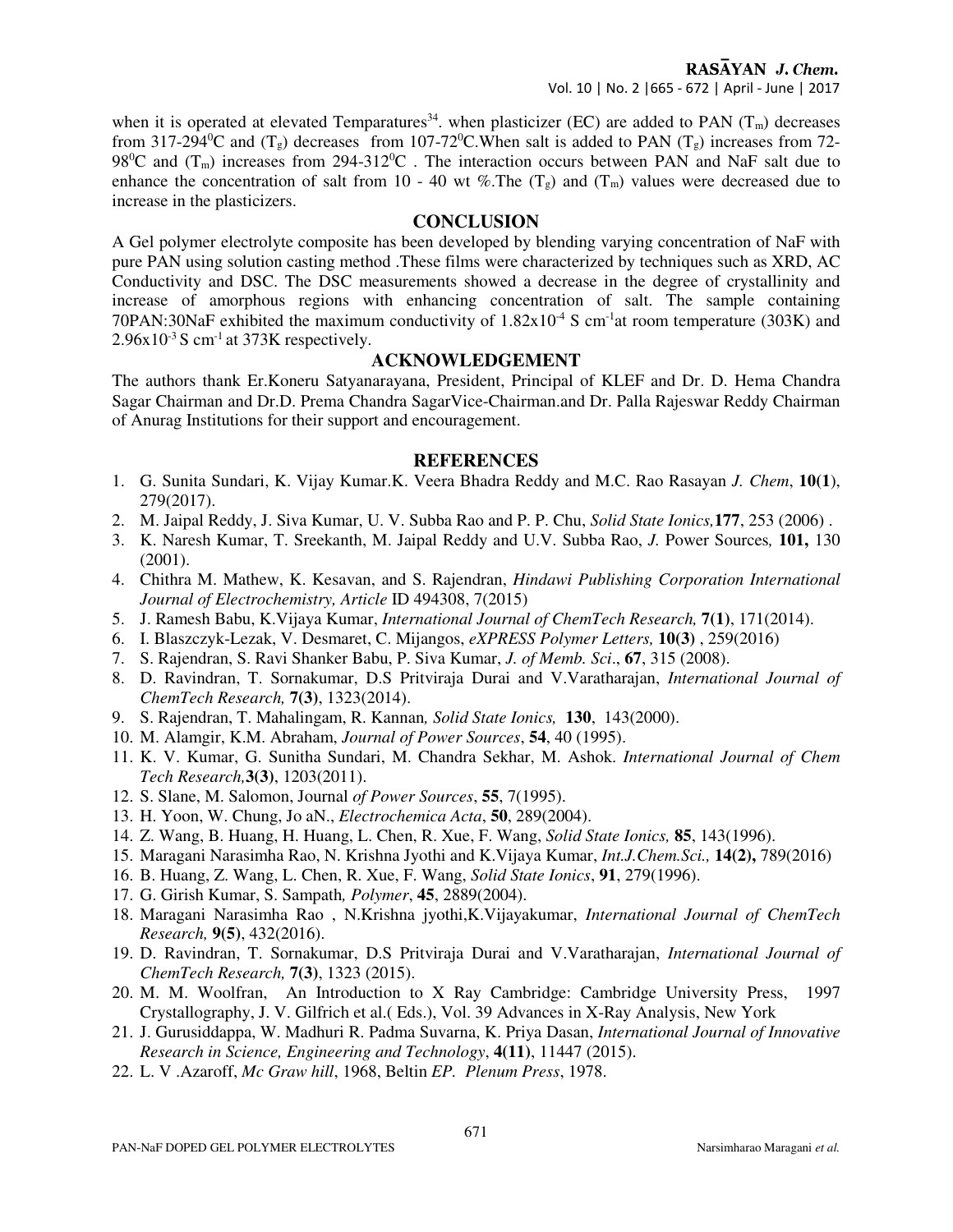when it is operated at elevated Temparatures[34]. when plasticizer (EC) are added to PAN ($T_m$) decreases from 317-294$^0$C and ($T_g$) decreases from 107-72$^0$C.When salt is added to PAN ($T_g$) increases from 72-98$^0$C and ($T_m$) increases from 294-312$^0$C . The interaction occurs between PAN and NaF salt due to enhance the concentration of salt from 10 - 40 wt %.The ($T_g$) and ($T_m$) values were decreased due to increase in the plasticizers.

## CONCLUSION

A Gel polymer electrolyte composite has been developed by blending varying concentration of NaF with pure PAN using solution casting method .These films were characterized by techniques such as XRD, AC Conductivity and DSC. The DSC measurements showed a decrease in the degree of crystallinity and increase of amorphous regions with enhancing concentration of salt. The sample containing 70PAN:30NaF exhibited the maximum conductivity of $1.82\times10^{-4}$ S cm$^{-1}$at room temperature (303K) and $2.96\times10^{-3}$ S cm$^{-1}$ at 373K respectively.

## ACKNOWLEDGEMENT

The authors thank Er.Koneru Satyanarayana, President, Principal of KLEF and Dr. D. Hema Chandra Sagar Chairman and Dr.D. Prema Chandra SagarVice-Chairman.and Dr. Palla Rajeswar Reddy Chairman of Anurag Institutions for their support and encouragement.

## REFERENCES

1. G. Sunita Sundari, K. Vijay Kumar.K. Veera Bhadra Reddy and M.C. Rao Rasayan *J. Chem*, **10(1**), 279(2017).
2. M. Jaipal Reddy, J. Siva Kumar, U. V. Subba Rao and P. P. Chu, *Solid State Ionics,***177**, 253 (2006) .
3. K. Naresh Kumar, T. Sreekanth, M. Jaipal Reddy and U.V. Subba Rao, *J.* Power Sources*,* **101,** 130 (2001).
4. Chithra M. Mathew, K. Kesavan, and S. Rajendran, *Hindawi Publishing Corporation International Journal of Electrochemistry, Article* ID 494308, 7(2015)
5. J. Ramesh Babu, K.Vijaya Kumar, *International Journal of ChemTech Research,* **7(1)**, 171(2014).
6. I. Blaszczyk-Lezak, V. Desmaret, C. Mijangos, *eXPRESS Polymer Letters,* **10(3)** , 259(2016)
7. S. Rajendran, S. Ravi Shanker Babu, P. Siva Kumar, *J. of Memb. Sci*., **67**, 315 (2008).
8. D. Ravindran, T. Sornakumar, D.S Pritviraja Durai and V.Varatharajan, *International Journal of ChemTech Research,* **7(3)**, 1323(2014).
9. S. Rajendran, T. Mahalingam, R. Kannan*, Solid State Ionics,* **130**, 143(2000).
10. M. Alamgir, K.M. Abraham, *Journal of Power Sources*, **54**, 40 (1995).
11. K. V. Kumar, G. Sunitha Sundari, M. Chandra Sekhar, M. Ashok. *International Journal of Chem Tech Research,***3(3)**, 1203(2011).
12. S. Slane, M. Salomon, Journal *of Power Sources*, **55**, 7(1995).
13. H. Yoon, W. Chung, Jo aN., *Electrochemica Acta*, **50**, 289(2004).
14. Z. Wang, B. Huang, H. Huang, L. Chen, R. Xue, F. Wang, *Solid State Ionics,* **85**, 143(1996).
15. Maragani Narasimha Rao, N. Krishna Jyothi and K.Vijaya Kumar, *Int.J.Chem.Sci.,* **14(2),** 789(2016)
16. B. Huang, Z. Wang, L. Chen, R. Xue, F. Wang, *Solid State Ionics*, **91**, 279(1996).
17. G. Girish Kumar, S. Sampath*, Polymer*, **45**, 2889(2004).
18. Maragani Narasimha Rao , N.Krishna jyothi,K.Vijayakumar, *International Journal of ChemTech Research,* **9(5)**, 432(2016).
19. D. Ravindran, T. Sornakumar, D.S Pritviraja Durai and V.Varatharajan, *International Journal of ChemTech Research,* **7(3)**, 1323 (2015).
20. M. M. Woolfran, An Introduction to X Ray Cambridge: Cambridge University Press, 1997 Crystallography, J. V. Gilfrich et al.( Eds.), Vol. 39 Advances in X-Ray Analysis, New York
21. J. Gurusiddappa, W. Madhuri R. Padma Suvarna, K. Priya Dasan, *International Journal of Innovative Research in Science, Engineering and Technology*, **4(11)**, 11447 (2015).
22. L. V .Azaroff, *Mc Graw hill*, 1968, Beltin *EP. Plenum Press*, 1978.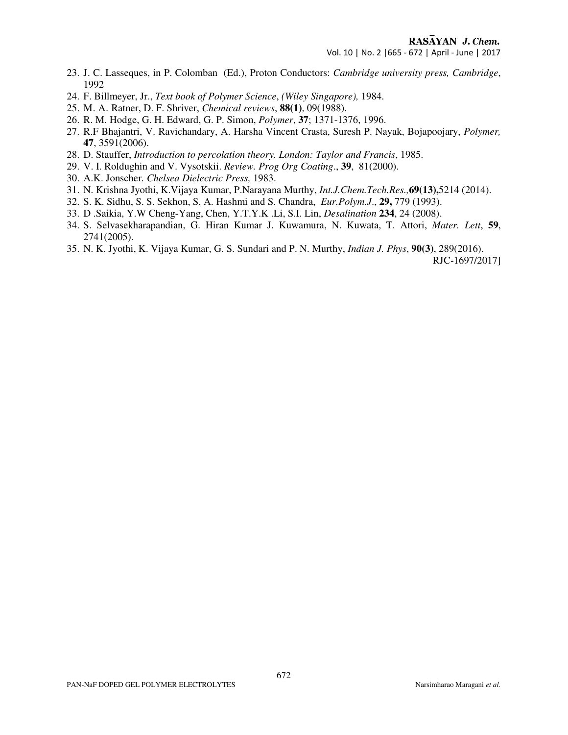23. J. C. Lasseques, in P. Colomban (Ed.), Proton Conductors: *Cambridge university press, Cambridge*, 1992
24. F. Billmeyer, Jr., *Text book of Polymer Science*, *(Wiley Singapore),* 1984.
25. M. A. Ratner, D. F. Shriver, *Chemical reviews*, **88(1)**, 09(1988).
26. R. M. Hodge, G. H. Edward, G. P. Simon, *Polymer*, **37**; 1371-1376, 1996.
27. R.F Bhajantri, V. Ravichandary, A. Harsha Vincent Crasta, Suresh P. Nayak, Bojapoojary, *Polymer,* **47**, 3591(2006).
28. D. Stauffer, *Introduction to percolation theory. London: Taylor and Francis*, 1985.
29. V. I. Roldughin and V. Vysotskii. *Review. Prog Org Coating*., **39**, 81(2000).
30. A.K. Jonscher. *Chelsea Dielectric Press,* 1983.
31. N. Krishna Jyothi, K.Vijaya Kumar, P.Narayana Murthy, *Int.J.Chem.Tech.Res.,* **69(13),**5214 (2014).
32. S. K. Sidhu, S. S. Sekhon, S. A. Hashmi and S. Chandra, *Eur.Polym.J*., **29,** 779 (1993).
33. D .Saikia, Y.W Cheng-Yang, Chen, Y.T.Y.K .Li, S.I. Lin, *Desalination* **234**, 24 (2008).
34. S. Selvasekharapandian, G. Hiran Kumar J. Kuwamura, N. Kuwata, T. Attori, *Mater. Lett*, **59**, 2741(2005).
35. N. K. Jyothi, K. Vijaya Kumar, G. S. Sundari and P. N. Murthy, *Indian J. Phys*, **90(3)**, 289(2016).

RJC-1697/2017]